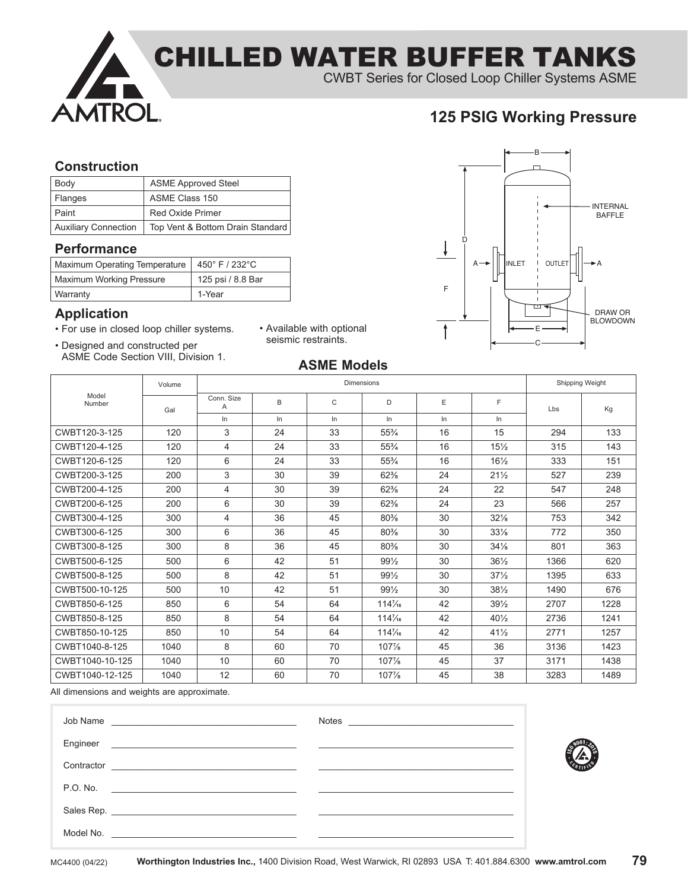# CHILLED WATER BUFFER TANKS

CWBT Series for Closed Loop Chiller Systems ASME

## 125 PSIG Working Pressure

### Construction

| Body | ASME Approved Steel |
|---|---|
| Flanges | ASME Class 150 |
| Paint | Red Oxide Primer |
| Auxiliary Connection | Top Vent & Bottom Drain Standard |

### Performance

| Maximum Operating Temperature | 450° F / 232°C |
|---|---|
| Maximum Working Pressure | 125 psi / 8.8 Bar |
| Warranty | 1-Year |

### Application

- For use in closed loop chiller systems.
- Designed and constructed per ASME Code Section VIII, Division 1.
- Available with optional seismic restraints.

INTERNAL BAFFLE, INLET, OUTLET, DRAW OR BLOWDOWN

### ASME Models

| Model Number | Volume | Dimensions | | | | | | Shipping Weight | |
|---|---|---|---|---|---|---|---|---|---|
| | Gal | Conn. Size A | B | C | D | E | F | Lbs | Kg |
| | | In | In | In | In | In | In | | |
| CWBT120-3-125 | 120 | 3 | 24 | 33 | 55¾ | 16 | 15 | 294 | 133 |
| CWBT120-4-125 | 120 | 4 | 24 | 33 | 55¾ | 16 | 15½ | 315 | 143 |
| CWBT120-6-125 | 120 | 6 | 24 | 33 | 55¾ | 16 | 16½ | 333 | 151 |
| CWBT200-3-125 | 200 | 3 | 30 | 39 | 62⅜ | 24 | 21½ | 527 | 239 |
| CWBT200-4-125 | 200 | 4 | 30 | 39 | 62⅜ | 24 | 22 | 547 | 248 |
| CWBT200-6-125 | 200 | 6 | 30 | 39 | 62⅜ | 24 | 23 | 566 | 257 |
| CWBT300-4-125 | 300 | 4 | 36 | 45 | 80⅜ | 30 | 32⅛ | 753 | 342 |
| CWBT300-6-125 | 300 | 6 | 36 | 45 | 80⅜ | 30 | 33⅛ | 772 | 350 |
| CWBT300-8-125 | 300 | 8 | 36 | 45 | 80⅜ | 30 | 34⅛ | 801 | 363 |
| CWBT500-6-125 | 500 | 6 | 42 | 51 | 99½ | 30 | 36½ | 1366 | 620 |
| CWBT500-8-125 | 500 | 8 | 42 | 51 | 99½ | 30 | 37½ | 1395 | 633 |
| CWBT500-10-125 | 500 | 10 | 42 | 51 | 99½ | 30 | 38½ | 1490 | 676 |
| CWBT850-6-125 | 850 | 6 | 54 | 64 | 114⁷⁄₁₆ | 42 | 39½ | 2707 | 1228 |
| CWBT850-8-125 | 850 | 8 | 54 | 64 | 114⁷⁄₁₆ | 42 | 40½ | 2736 | 1241 |
| CWBT850-10-125 | 850 | 10 | 54 | 64 | 114⁷⁄₁₆ | 42 | 41½ | 2771 | 1257 |
| CWBT1040-8-125 | 1040 | 8 | 60 | 70 | 107⅞ | 45 | 36 | 3136 | 1423 |
| CWBT1040-10-125 | 1040 | 10 | 60 | 70 | 107⅞ | 45 | 37 | 3171 | 1438 |
| CWBT1040-12-125 | 1040 | 12 | 60 | 70 | 107⅞ | 45 | 38 | 3283 | 1489 |

All dimensions and weights are approximate.

Job Name ______________________ Notes ______________________

Engineer ______________________

Contractor ______________________

P.O. No. ______________________

Sales Rep. ______________________

Model No. ______________________

MC4400 (04/22) **Worthington Industries Inc.,** 1400 Division Road, West Warwick, RI 02893 USA T: 401.884.6300 **www.amtrol.com**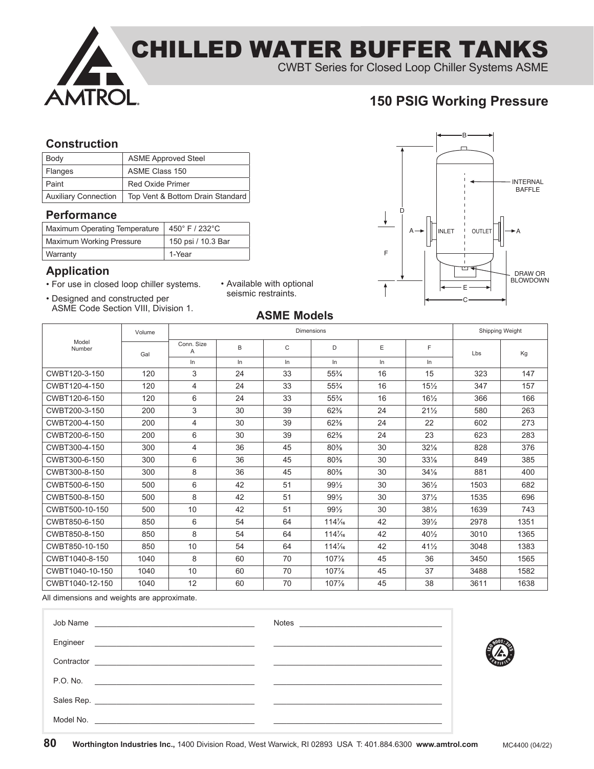# CHILLED WATER BUFFER TANKS

CWBT Series for Closed Loop Chiller Systems ASME

## 150 PSIG Working Pressure

### Construction

| | |
|---|---|
| Body | ASME Approved Steel |
| Flanges | ASME Class 150 |
| Paint | Red Oxide Primer |
| Auxiliary Connection | Top Vent & Bottom Drain Standard |

### Performance

| | |
|---|---|
| Maximum Operating Temperature | 450° F / 232°C |
| Maximum Working Pressure | 150 psi / 10.3 Bar |
| Warranty | 1-Year |

### Application

- For use in closed loop chiller systems.
- Designed and constructed per ASME Code Section VIII, Division 1.
- Available with optional seismic restraints.

B
INTERNAL BAFFLE
D
A
INLET
OUTLET
A
F
DRAW OR BLOWDOWN
E
C

### ASME Models

| Model Number | Volume | Dimensions | | | | | | Shipping Weight | |
|---|---|---|---|---|---|---|---|---|---|
| | Gal | Conn. Size A | B | C | D | E | F | Lbs | Kg |
| | | In | In | In | In | In | In | | |
| CWBT120-3-150 | 120 | 3 | 24 | 33 | 55¾ | 16 | 15 | 323 | 147 |
| CWBT120-4-150 | 120 | 4 | 24 | 33 | 55¾ | 16 | 15½ | 347 | 157 |
| CWBT120-6-150 | 120 | 6 | 24 | 33 | 55¾ | 16 | 16½ | 366 | 166 |
| CWBT200-3-150 | 200 | 3 | 30 | 39 | 62⅜ | 24 | 21½ | 580 | 263 |
| CWBT200-4-150 | 200 | 4 | 30 | 39 | 62⅜ | 24 | 22 | 602 | 273 |
| CWBT200-6-150 | 200 | 6 | 30 | 39 | 62⅜ | 24 | 23 | 623 | 283 |
| CWBT300-4-150 | 300 | 4 | 36 | 45 | 80⅜ | 30 | 32⅛ | 828 | 376 |
| CWBT300-6-150 | 300 | 6 | 36 | 45 | 80⅜ | 30 | 33⅛ | 849 | 385 |
| CWBT300-8-150 | 300 | 8 | 36 | 45 | 80⅜ | 30 | 34⅛ | 881 | 400 |
| CWBT500-6-150 | 500 | 6 | 42 | 51 | 99½ | 30 | 36½ | 1503 | 682 |
| CWBT500-8-150 | 500 | 8 | 42 | 51 | 99½ | 30 | 37½ | 1535 | 696 |
| CWBT500-10-150 | 500 | 10 | 42 | 51 | 99½ | 30 | 38½ | 1639 | 743 |
| CWBT850-6-150 | 850 | 6 | 54 | 64 | 114⁷⁄₁₆ | 42 | 39½ | 2978 | 1351 |
| CWBT850-8-150 | 850 | 8 | 54 | 64 | 114⁷⁄₁₆ | 42 | 40½ | 3010 | 1365 |
| CWBT850-10-150 | 850 | 10 | 54 | 64 | 114⁷⁄₁₆ | 42 | 41½ | 3048 | 1383 |
| CWBT1040-8-150 | 1040 | 8 | 60 | 70 | 107⅞ | 45 | 36 | 3450 | 1565 |
| CWBT1040-10-150 | 1040 | 10 | 60 | 70 | 107⅞ | 45 | 37 | 3488 | 1582 |
| CWBT1040-12-150 | 1040 | 12 | 60 | 70 | 107⅞ | 45 | 38 | 3611 | 1638 |

All dimensions and weights are approximate.

Job Name ____________________

Engineer ____________________

Contractor ____________________

P.O. No. ____________________

Sales Rep. ____________________

Model No. ____________________

Notes ____________________

**Worthington Industries Inc.,** 1400 Division Road, West Warwick, RI 02893 USA T: 401.884.6300 **www.amtrol.com** MC4400 (04/22)